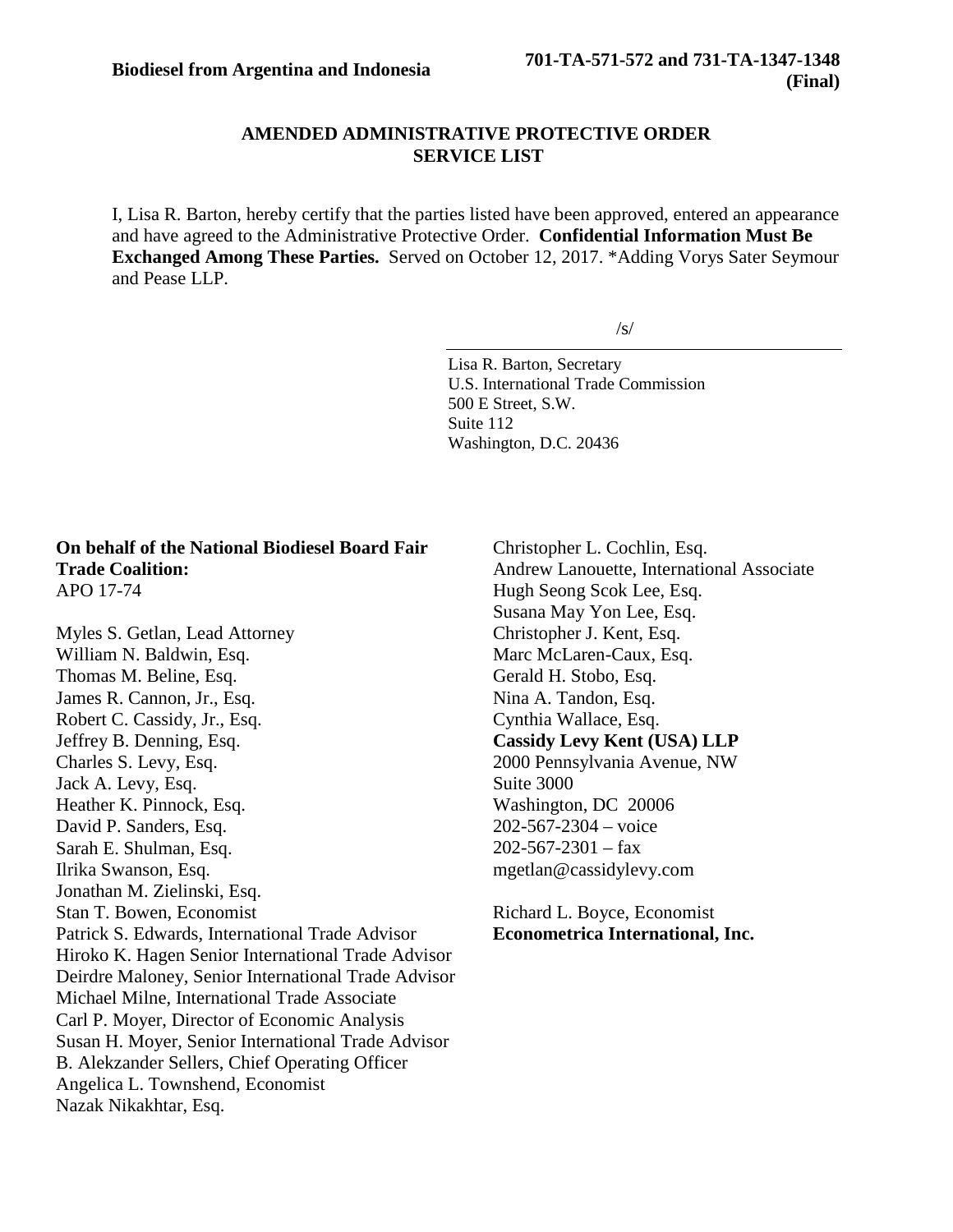**Biodiesel from Argentina and Indonesia** **701-TA-571-572 and 731-TA-1347-1348 (Final)**

**AMENDED ADMINISTRATIVE PROTECTIVE ORDER SERVICE LIST**

I, Lisa R. Barton, hereby certify that the parties listed have been approved, entered an appearance and have agreed to the Administrative Protective Order. **Confidential Information Must Be Exchanged Among These Parties.** Served on October 12, 2017. *Adding Vorys Sater Seymour and Pease LLP.

/s/

Lisa R. Barton, Secretary
U.S. International Trade Commission
500 E Street, S.W.
Suite 112
Washington, D.C. 20436

**On behalf of the National Biodiesel Board Fair Trade Coalition:**
APO 17-74

Myles S. Getlan, Lead Attorney
William N. Baldwin, Esq.
Thomas M. Beline, Esq.
James R. Cannon, Jr., Esq.
Robert C. Cassidy, Jr., Esq.
Jeffrey B. Denning, Esq.
Charles S. Levy, Esq.
Jack A. Levy, Esq.
Heather K. Pinnock, Esq.
David P. Sanders, Esq.
Sarah E. Shulman, Esq.
Ilrika Swanson, Esq.
Jonathan M. Zielinski, Esq.
Stan T. Bowen, Economist
Patrick S. Edwards, International Trade Advisor
Hiroko K. Hagen Senior International Trade Advisor
Deirdre Maloney, Senior International Trade Advisor
Michael Milne, International Trade Associate
Carl P. Moyer, Director of Economic Analysis
Susan H. Moyer, Senior International Trade Advisor
B. Alekzander Sellers, Chief Operating Officer
Angelica L. Townshend, Economist
Nazak Nikakhtar, Esq.
Christopher L. Cochlin, Esq.
Andrew Lanouette, International Associate
Hugh Seong Scok Lee, Esq.
Susana May Yon Lee, Esq.
Christopher J. Kent, Esq.
Marc McLaren-Caux, Esq.
Gerald H. Stobo, Esq.
Nina A. Tandon, Esq.
Cynthia Wallace, Esq.
**Cassidy Levy Kent (USA) LLP**
2000 Pennsylvania Avenue, NW
Suite 3000
Washington, DC 20006
202-567-2304 – voice
202-567-2301 – fax
mgetlan@cassidylevy.com

Richard L. Boyce, Economist
**Econometrica International, Inc.**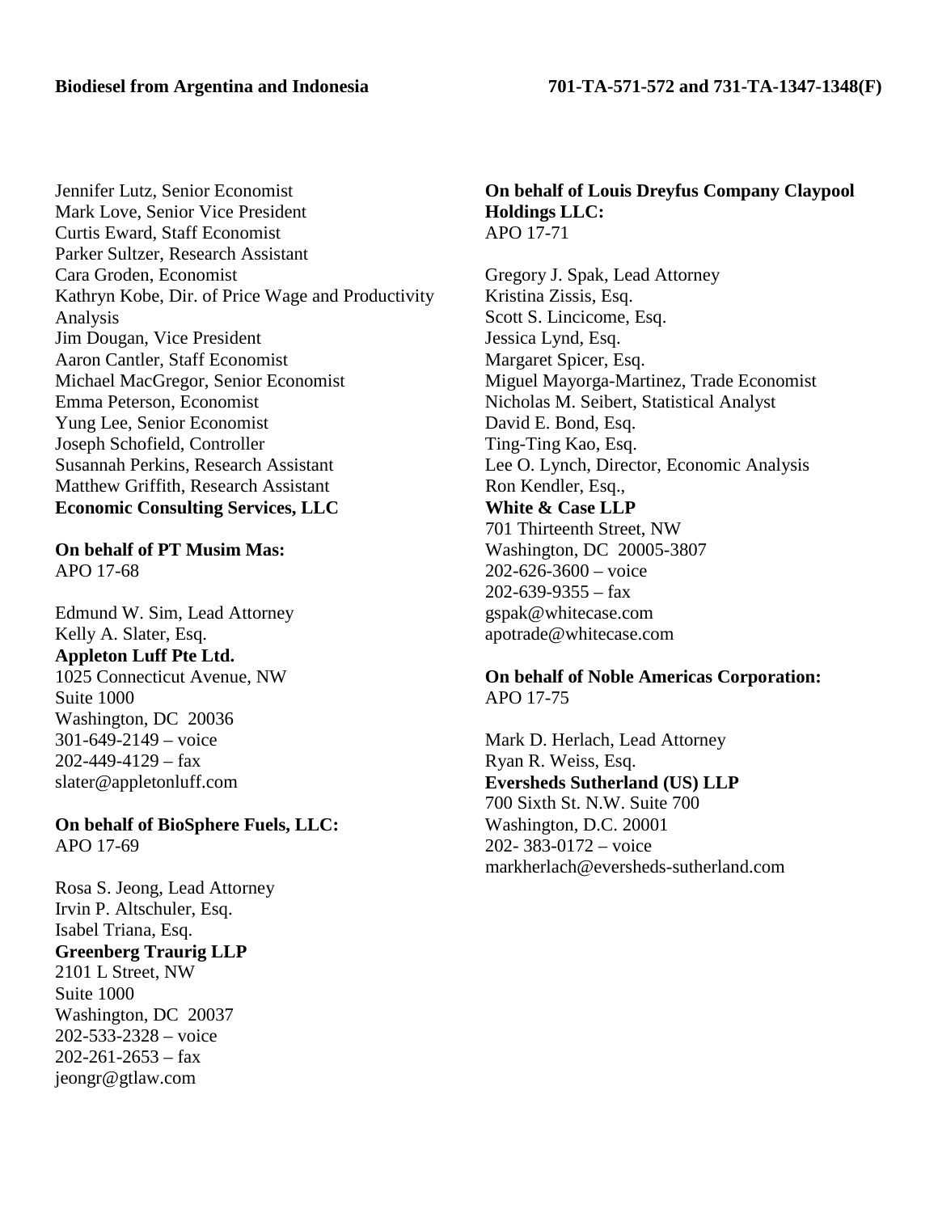Jennifer Lutz, Senior Economist
Mark Love, Senior Vice President
Curtis Eward, Staff Economist
Parker Sultzer, Research Assistant
Cara Groden, Economist
Kathryn Kobe, Dir. of Price Wage and Productivity Analysis
Jim Dougan, Vice President
Aaron Cantler, Staff Economist
Michael MacGregor, Senior Economist
Emma Peterson, Economist
Yung Lee, Senior Economist
Joseph Schofield, Controller
Susannah Perkins, Research Assistant
Matthew Griffith, Research Assistant
**Economic Consulting Services, LLC**

**On behalf of PT Musim Mas:**
APO 17-68

Edmund W. Sim, Lead Attorney
Kelly A. Slater, Esq.
**Appleton Luff Pte Ltd.**
1025 Connecticut Avenue, NW
Suite 1000
Washington, DC 20036
301-649-2149 – voice
202-449-4129 – fax
slater@appletonluff.com

**On behalf of BioSphere Fuels, LLC:**
APO 17-69

Rosa S. Jeong, Lead Attorney
Irvin P. Altschuler, Esq.
Isabel Triana, Esq.
**Greenberg Traurig LLP**
2101 L Street, NW
Suite 1000
Washington, DC 20037
202-533-2328 – voice
202-261-2653 – fax
jeongr@gtlaw.com

**On behalf of Louis Dreyfus Company Claypool Holdings LLC:**
APO 17-71

Gregory J. Spak, Lead Attorney
Kristina Zissis, Esq.
Scott S. Lincicome, Esq.
Jessica Lynd, Esq.
Margaret Spicer, Esq.
Miguel Mayorga-Martinez, Trade Economist
Nicholas M. Seibert, Statistical Analyst
David E. Bond, Esq.
Ting-Ting Kao, Esq.
Lee O. Lynch, Director, Economic Analysis
Ron Kendler, Esq.,
**White & Case LLP**
701 Thirteenth Street, NW
Washington, DC 20005-3807
202-626-3600 – voice
202-639-9355 – fax
gspak@whitecase.com
apotrade@whitecase.com

**On behalf of Noble Americas Corporation:**
APO 17-75

Mark D. Herlach, Lead Attorney
Ryan R. Weiss, Esq.
**Eversheds Sutherland (US) LLP**
700 Sixth St. N.W. Suite 700
Washington, D.C. 20001
202- 383-0172 – voice
markherlach@eversheds-sutherland.com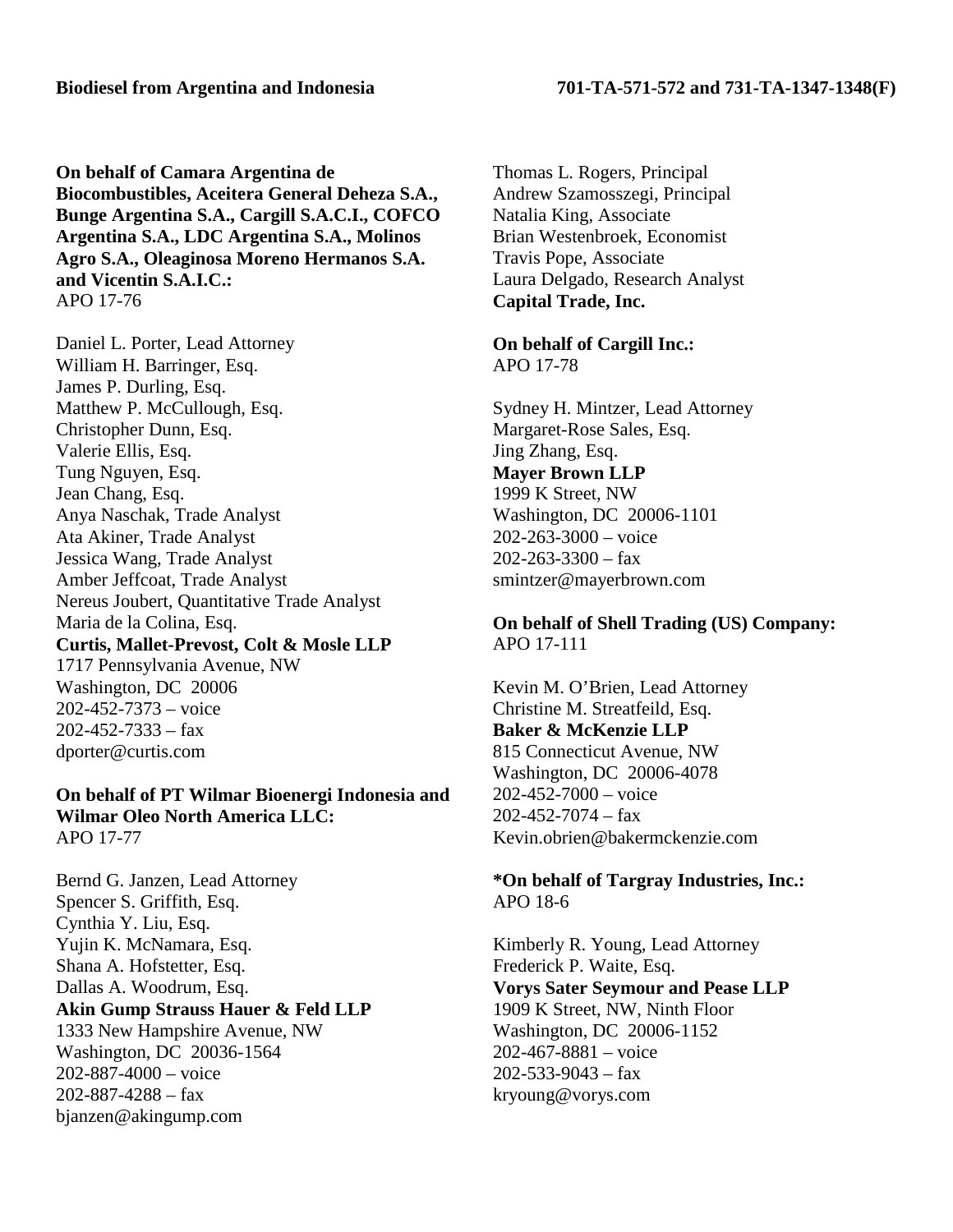**On behalf of Camara Argentina de Biocombustibles, Aceitera General Deheza S.A., Bunge Argentina S.A., Cargill S.A.C.I., COFCO Argentina S.A., LDC Argentina S.A., Molinos Agro S.A., Oleaginosa Moreno Hermanos S.A. and Vicentin S.A.I.C.:**
APO 17-76

Daniel L. Porter, Lead Attorney
William H. Barringer, Esq.
James P. Durling, Esq.
Matthew P. McCullough, Esq.
Christopher Dunn, Esq.
Valerie Ellis, Esq.
Tung Nguyen, Esq.
Jean Chang, Esq.
Anya Naschak, Trade Analyst
Ata Akiner, Trade Analyst
Jessica Wang, Trade Analyst
Amber Jeffcoat, Trade Analyst
Nereus Joubert, Quantitative Trade Analyst
Maria de la Colina, Esq.
**Curtis, Mallet-Prevost, Colt & Mosle LLP**
1717 Pennsylvania Avenue, NW
Washington, DC 20006
202-452-7373 – voice
202-452-7333 – fax
dporter@curtis.com

**On behalf of PT Wilmar Bioenergi Indonesia and Wilmar Oleo North America LLC:**
APO 17-77

Bernd G. Janzen, Lead Attorney
Spencer S. Griffith, Esq.
Cynthia Y. Liu, Esq.
Yujin K. McNamara, Esq.
Shana A. Hofstetter, Esq.
Dallas A. Woodrum, Esq.
**Akin Gump Strauss Hauer & Feld LLP**
1333 New Hampshire Avenue, NW
Washington, DC 20036-1564
202-887-4000 – voice
202-887-4288 – fax
bjanzen@akingump.com

Thomas L. Rogers, Principal
Andrew Szamosszegi, Principal
Natalia King, Associate
Brian Westenbroek, Economist
Travis Pope, Associate
Laura Delgado, Research Analyst
**Capital Trade, Inc.**

**On behalf of Cargill Inc.:**
APO 17-78

Sydney H. Mintzer, Lead Attorney
Margaret-Rose Sales, Esq.
Jing Zhang, Esq.
**Mayer Brown LLP**
1999 K Street, NW
Washington, DC 20006-1101
202-263-3000 – voice
202-263-3300 – fax
smintzer@mayerbrown.com

**On behalf of Shell Trading (US) Company:**
APO 17-111

Kevin M. O'Brien, Lead Attorney
Christine M. Streatfeild, Esq.
**Baker & McKenzie LLP**
815 Connecticut Avenue, NW
Washington, DC 20006-4078
202-452-7000 – voice
202-452-7074 – fax
Kevin.obrien@bakermckenzie.com

***On behalf of Targray Industries, Inc.:**
APO 18-6

Kimberly R. Young, Lead Attorney
Frederick P. Waite, Esq.
**Vorys Sater Seymour and Pease LLP**
1909 K Street, NW, Ninth Floor
Washington, DC 20006-1152
202-467-8881 – voice
202-533-9043 – fax
kryoung@vorys.com